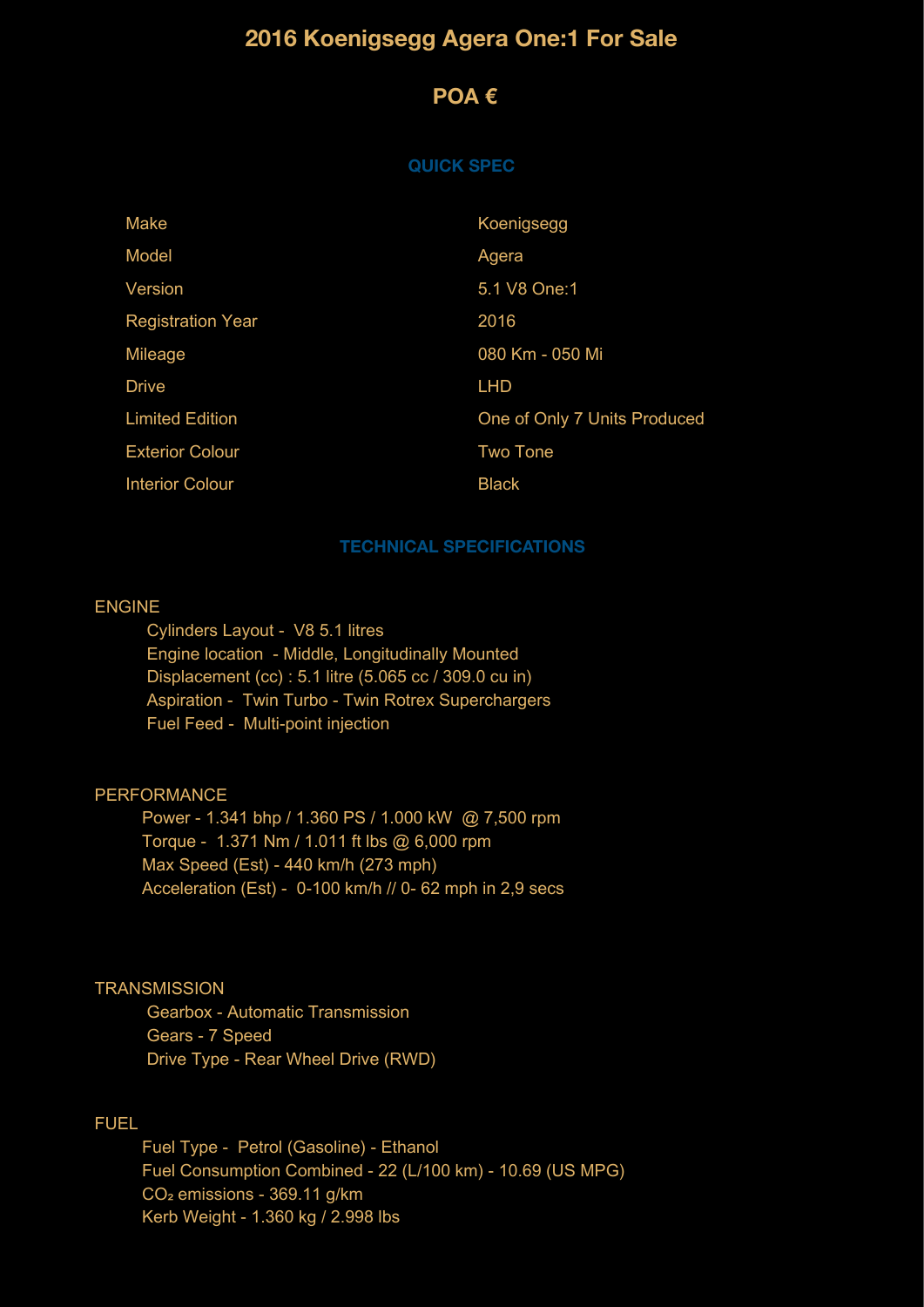# 2016 Koenigsegg Agera One:1 For Sale

## POA €

### QUICK SPEC

| | |
|---|---|
| Make | Koenigsegg |
| Model | Agera |
| Version | 5.1 V8 One:1 |
| Registration Year | 2016 |
| Mileage | 080 Km - 050 Mi |
| Drive | LHD |
| Limited Edition | One of Only 7 Units Produced |
| Exterior Colour | Two Tone |
| Interior Colour | Black |

### TECHNICAL SPECIFICATIONS

ENGINE

- Cylinders Layout - V8 5.1 litres
- Engine location - Middle, Longitudinally Mounted
- Displacement (cc) : 5.1 litre (5.065 cc / 309.0 cu in)
- Aspiration - Twin Turbo - Twin Rotrex Superchargers
- Fuel Feed - Multi-point injection

PERFORMANCE

- Power - 1.341 bhp / 1.360 PS / 1.000 kW @ 7,500 rpm
- Torque - 1.371 Nm / 1.011 ft lbs @ 6,000 rpm
- Max Speed (Est) - 440 km/h (273 mph)
- Acceleration (Est) - 0-100 km/h // 0- 62 mph in 2,9 secs

TRANSMISSION

- Gearbox - Automatic Transmission
- Gears - 7 Speed
- Drive Type - Rear Wheel Drive (RWD)

FUEL

- Fuel Type - Petrol (Gasoline) - Ethanol
- Fuel Consumption Combined - 22 (L/100 km) - 10.69 (US MPG)
- $CO_2$ emissions - 369.11 g/km
- Kerb Weight - 1.360 kg / 2.998 lbs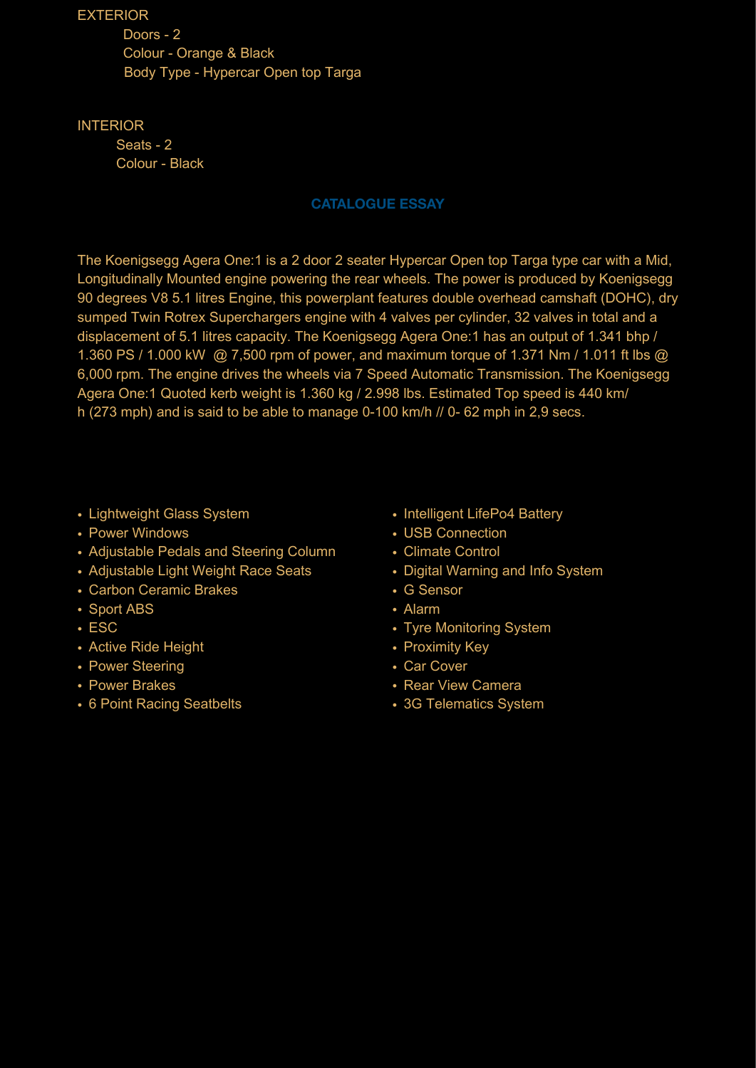EXTERIOR

- Doors - 2
- Colour - Orange & Black
- Body Type - Hypercar Open top Targa

INTERIOR

- Seats - 2
- Colour - Black

## CATALOGUE ESSAY

The Koenigsegg Agera One:1 is a 2 door 2 seater Hypercar Open top Targa type car with a Mid, Longitudinally Mounted engine powering the rear wheels. The power is produced by Koenigsegg 90 degrees V8 5.1 litres Engine, this powerplant features double overhead camshaft (DOHC), dry sumped Twin Rotrex Superchargers engine with 4 valves per cylinder, 32 valves in total and a displacement of 5.1 litres capacity. The Koenigsegg Agera One:1 has an output of 1.341 bhp / 1.360 PS / 1.000 kW @ 7,500 rpm of power, and maximum torque of 1.371 Nm / 1.011 ft lbs @ 6,000 rpm. The engine drives the wheels via 7 Speed Automatic Transmission. The Koenigsegg Agera One:1 Quoted kerb weight is 1.360 kg / 2.998 lbs. Estimated Top speed is 440 km/h (273 mph) and is said to be able to manage 0-100 km/h // 0- 62 mph in 2,9 secs.

- Lightweight Glass System
- Power Windows
- Adjustable Pedals and Steering Column
- Adjustable Light Weight Race Seats
- Carbon Ceramic Brakes
- Sport ABS
- ESC
- Active Ride Height
- Power Steering
- Power Brakes
- 6 Point Racing Seatbelts
- Intelligent LifePo4 Battery
- USB Connection
- Climate Control
- Digital Warning and Info System
- G Sensor
- Alarm
- Tyre Monitoring System
- Proximity Key
- Car Cover
- Rear View Camera
- 3G Telematics System